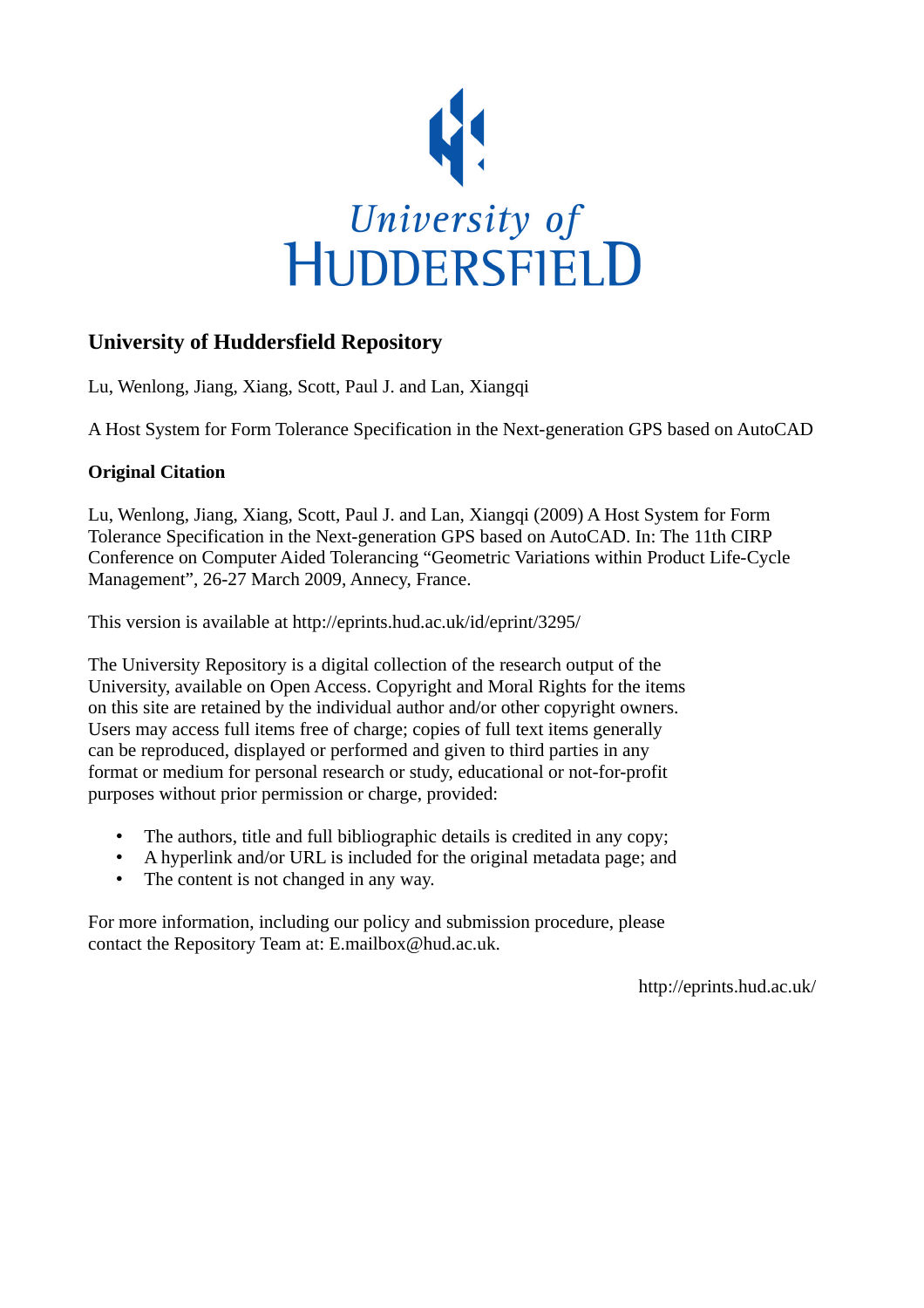University of HUDDERSFIELD

## University of Huddersfield Repository

Lu, Wenlong, Jiang, Xiang, Scott, Paul J. and Lan, Xiangqi

A Host System for Form Tolerance Specification in the Next-generation GPS based on AutoCAD

### Original Citation

Lu, Wenlong, Jiang, Xiang, Scott, Paul J. and Lan, Xiangqi (2009) A Host System for Form Tolerance Specification in the Next-generation GPS based on AutoCAD. In: The 11th CIRP Conference on Computer Aided Tolerancing "Geometric Variations within Product Life-Cycle Management", 26-27 March 2009, Annecy, France.

This version is available at http://eprints.hud.ac.uk/id/eprint/3295/

The University Repository is a digital collection of the research output of the University, available on Open Access. Copyright and Moral Rights for the items on this site are retained by the individual author and/or other copyright owners. Users may access full items free of charge; copies of full text items generally can be reproduced, displayed or performed and given to third parties in any format or medium for personal research or study, educational or not-for-profit purposes without prior permission or charge, provided:

- The authors, title and full bibliographic details is credited in any copy;
- A hyperlink and/or URL is included for the original metadata page; and
- The content is not changed in any way.

For more information, including our policy and submission procedure, please contact the Repository Team at: E.mailbox@hud.ac.uk.

http://eprints.hud.ac.uk/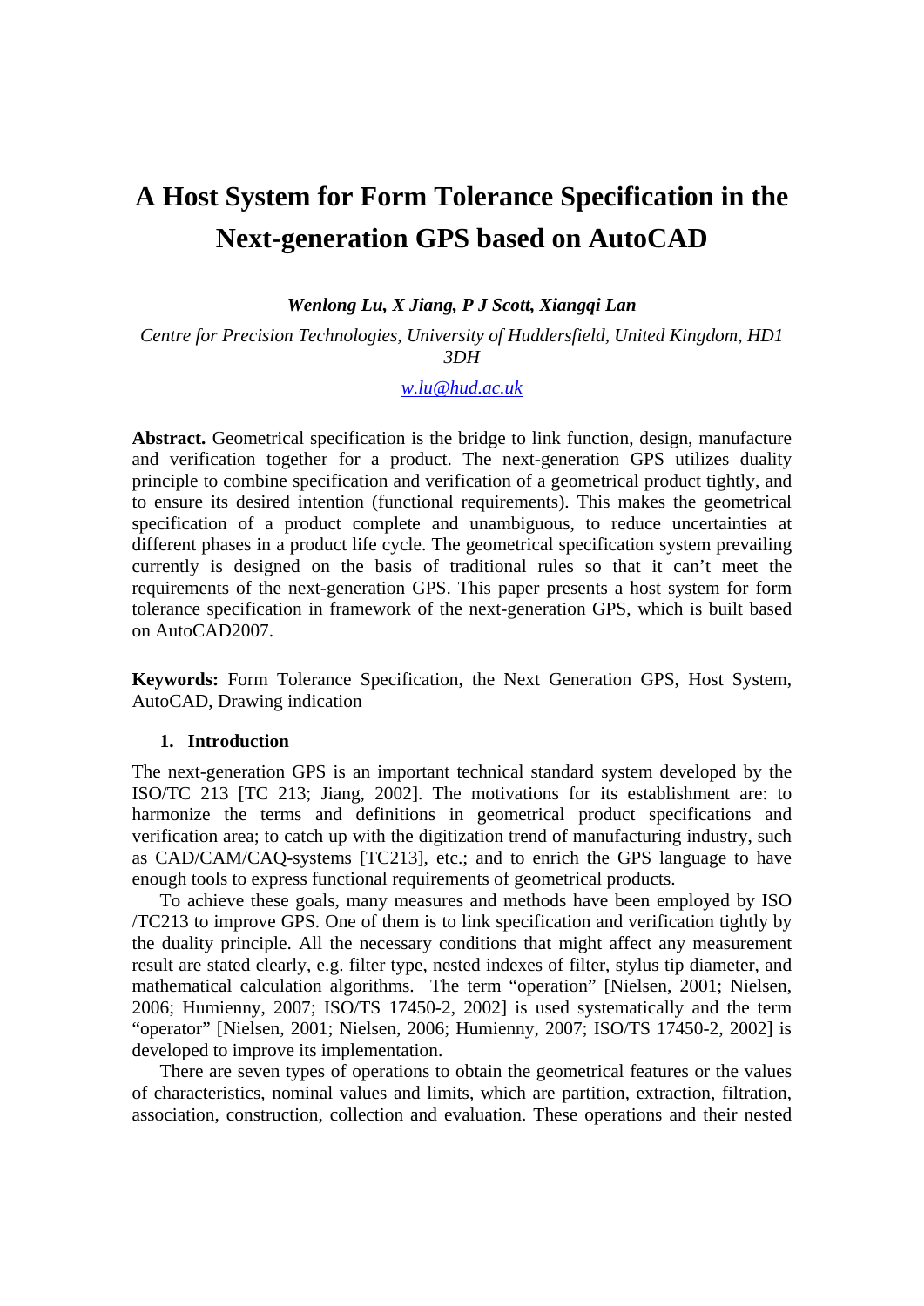# A Host System for Form Tolerance Specification in the Next-generation GPS based on AutoCAD

***Wenlong Lu, X Jiang, P J Scott, Xiangqi Lan***

*Centre for Precision Technologies, University of Huddersfield, United Kingdom, HD1 3DH*

*w.lu@hud.ac.uk*

**Abstract.** Geometrical specification is the bridge to link function, design, manufacture and verification together for a product. The next-generation GPS utilizes duality principle to combine specification and verification of a geometrical product tightly, and to ensure its desired intention (functional requirements). This makes the geometrical specification of a product complete and unambiguous, to reduce uncertainties at different phases in a product life cycle. The geometrical specification system prevailing currently is designed on the basis of traditional rules so that it can't meet the requirements of the next-generation GPS. This paper presents a host system for form tolerance specification in framework of the next-generation GPS, which is built based on AutoCAD2007.

**Keywords:** Form Tolerance Specification, the Next Generation GPS, Host System, AutoCAD, Drawing indication

## 1. Introduction

The next-generation GPS is an important technical standard system developed by the ISO/TC 213 [TC 213; Jiang, 2002]. The motivations for its establishment are: to harmonize the terms and definitions in geometrical product specifications and verification area; to catch up with the digitization trend of manufacturing industry, such as CAD/CAM/CAQ-systems [TC213], etc.; and to enrich the GPS language to have enough tools to express functional requirements of geometrical products.

To achieve these goals, many measures and methods have been employed by ISO /TC213 to improve GPS. One of them is to link specification and verification tightly by the duality principle. All the necessary conditions that might affect any measurement result are stated clearly, e.g. filter type, nested indexes of filter, stylus tip diameter, and mathematical calculation algorithms. The term "operation" [Nielsen, 2001; Nielsen, 2006; Humienny, 2007; ISO/TS 17450-2, 2002] is used systematically and the term "operator" [Nielsen, 2001; Nielsen, 2006; Humienny, 2007; ISO/TS 17450-2, 2002] is developed to improve its implementation.

There are seven types of operations to obtain the geometrical features or the values of characteristics, nominal values and limits, which are partition, extraction, filtration, association, construction, collection and evaluation. These operations and their nested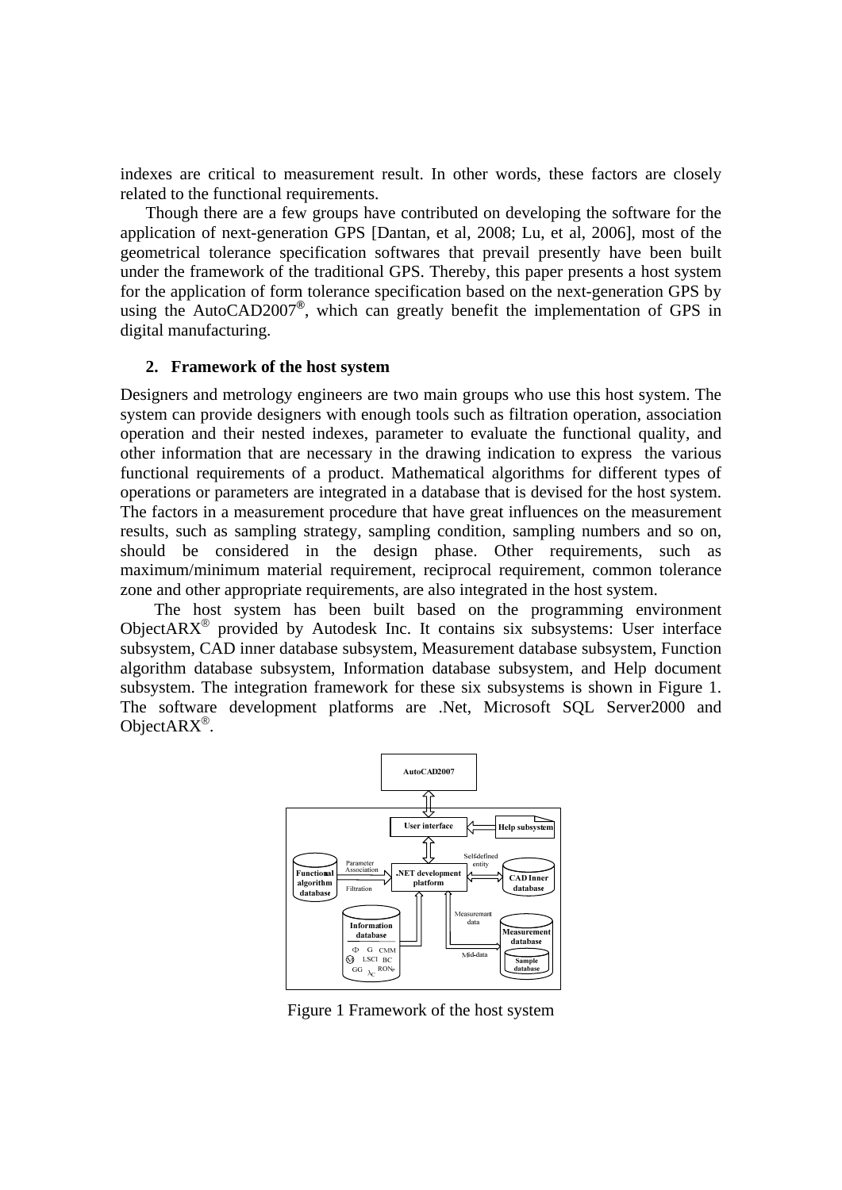indexes are critical to measurement result. In other words, these factors are closely related to the functional requirements.

Though there are a few groups have contributed on developing the software for the application of next-generation GPS [Dantan, et al, 2008; Lu, et al, 2006], most of the geometrical tolerance specification softwares that prevail presently have been built under the framework of the traditional GPS. Thereby, this paper presents a host system for the application of form tolerance specification based on the next-generation GPS by using the AutoCAD2007®, which can greatly benefit the implementation of GPS in digital manufacturing.

## 2. Framework of the host system

Designers and metrology engineers are two main groups who use this host system. The system can provide designers with enough tools such as filtration operation, association operation and their nested indexes, parameter to evaluate the functional quality, and other information that are necessary in the drawing indication to express the various functional requirements of a product. Mathematical algorithms for different types of operations or parameters are integrated in a database that is devised for the host system. The factors in a measurement procedure that have great influences on the measurement results, such as sampling strategy, sampling condition, sampling numbers and so on, should be considered in the design phase. Other requirements, such as maximum/minimum material requirement, reciprocal requirement, common tolerance zone and other appropriate requirements, are also integrated in the host system.

The host system has been built based on the programming environment ObjectARX® provided by Autodesk Inc. It contains six subsystems: User interface subsystem, CAD inner database subsystem, Measurement database subsystem, Function algorithm database subsystem, Information database subsystem, and Help document subsystem. The integration framework for these six subsystems is shown in Figure 1. The software development platforms are .Net, Microsoft SQL Server2000 and ObjectARX®.

Figure 1 Framework of the host system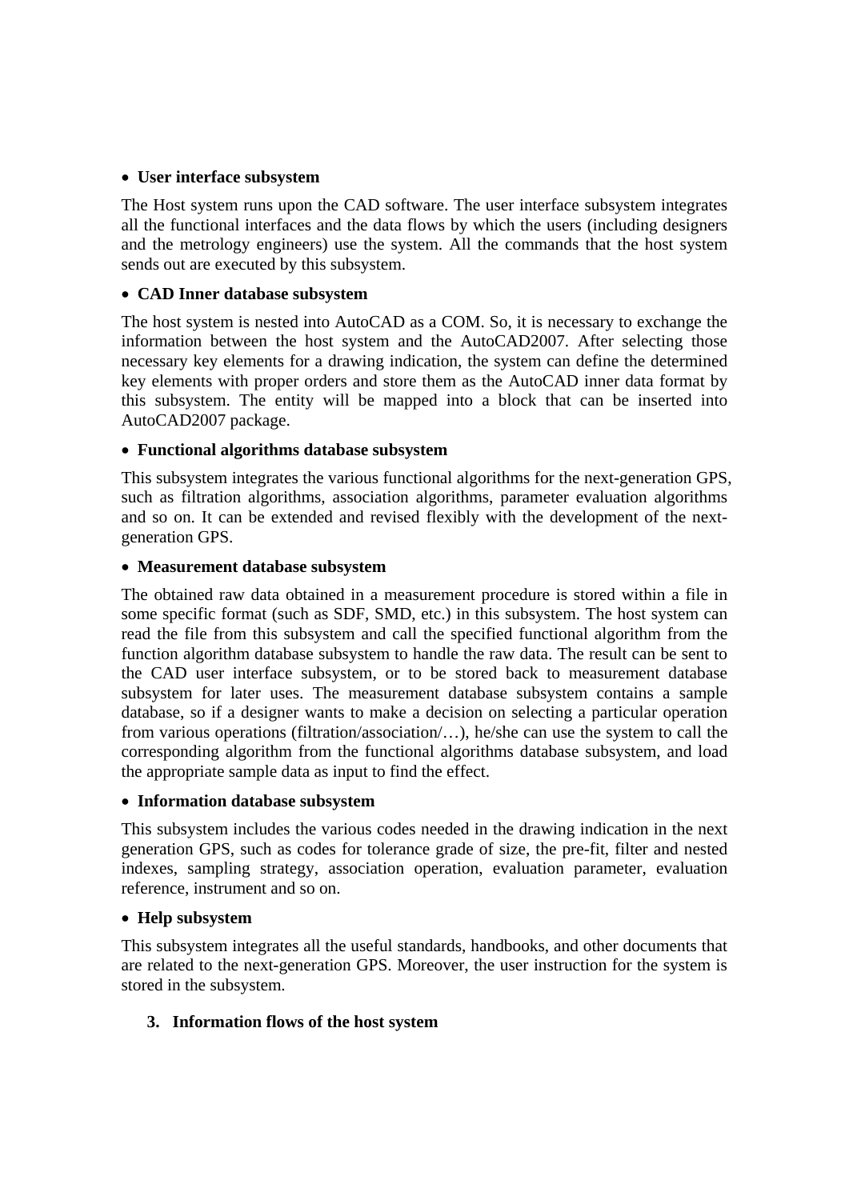- **User interface subsystem**

The Host system runs upon the CAD software. The user interface subsystem integrates all the functional interfaces and the data flows by which the users (including designers and the metrology engineers) use the system. All the commands that the host system sends out are executed by this subsystem.

- **CAD Inner database subsystem**

The host system is nested into AutoCAD as a COM. So, it is necessary to exchange the information between the host system and the AutoCAD2007. After selecting those necessary key elements for a drawing indication, the system can define the determined key elements with proper orders and store them as the AutoCAD inner data format by this subsystem. The entity will be mapped into a block that can be inserted into AutoCAD2007 package.

- **Functional algorithms database subsystem**

This subsystem integrates the various functional algorithms for the next-generation GPS, such as filtration algorithms, association algorithms, parameter evaluation algorithms and so on. It can be extended and revised flexibly with the development of the next-generation GPS.

- **Measurement database subsystem**

The obtained raw data obtained in a measurement procedure is stored within a file in some specific format (such as SDF, SMD, etc.) in this subsystem. The host system can read the file from this subsystem and call the specified functional algorithm from the function algorithm database subsystem to handle the raw data. The result can be sent to the CAD user interface subsystem, or to be stored back to measurement database subsystem for later uses. The measurement database subsystem contains a sample database, so if a designer wants to make a decision on selecting a particular operation from various operations (filtration/association/…), he/she can use the system to call the corresponding algorithm from the functional algorithms database subsystem, and load the appropriate sample data as input to find the effect.

- **Information database subsystem**

This subsystem includes the various codes needed in the drawing indication in the next generation GPS, such as codes for tolerance grade of size, the pre-fit, filter and nested indexes, sampling strategy, association operation, evaluation parameter, evaluation reference, instrument and so on.

- **Help subsystem**

This subsystem integrates all the useful standards, handbooks, and other documents that are related to the next-generation GPS. Moreover, the user instruction for the system is stored in the subsystem.

## 3. Information flows of the host system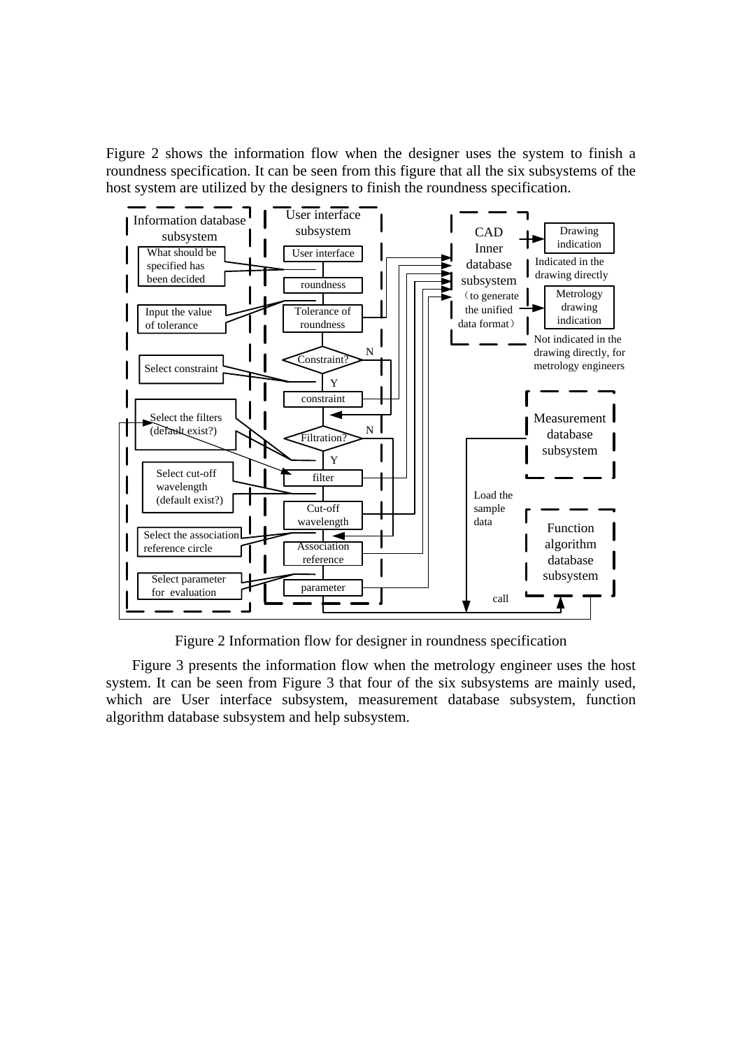Figure 2 shows the information flow when the designer uses the system to finish a roundness specification. It can be seen from this figure that all the six subsystems of the host system are utilized by the designers to finish the roundness specification.

Figure 2 Information flow for designer in roundness specification

Figure 3 presents the information flow when the metrology engineer uses the host system. It can be seen from Figure 3 that four of the six subsystems are mainly used, which are User interface subsystem, measurement database subsystem, function algorithm database subsystem and help subsystem.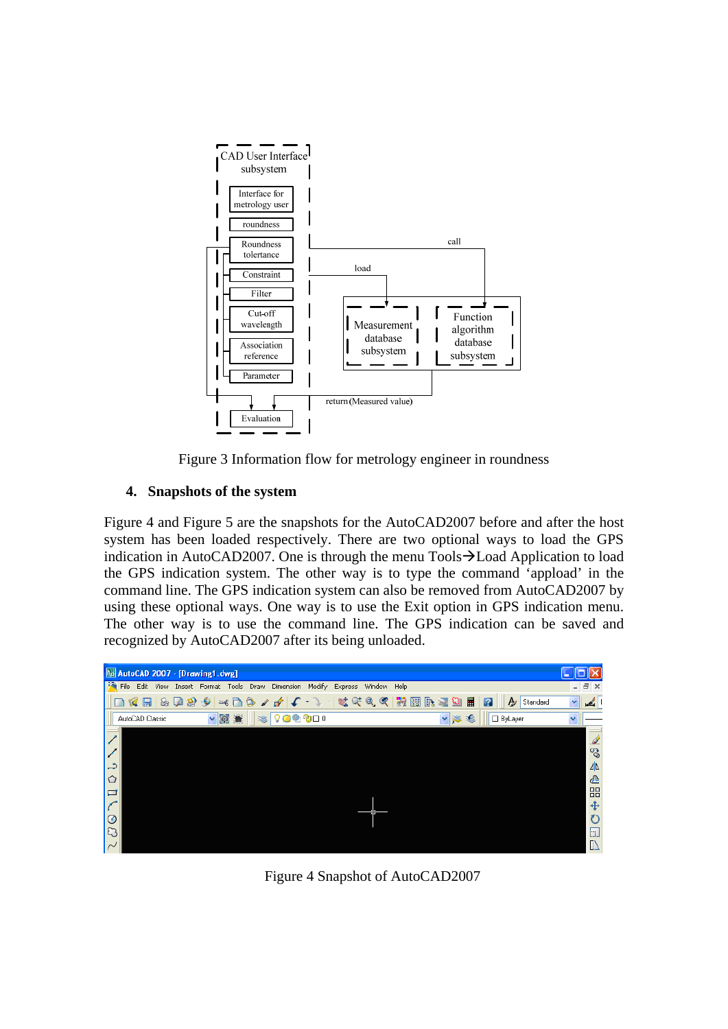Figure 3 Information flow for metrology engineer in roundness

## 4. Snapshots of the system

Figure 4 and Figure 5 are the snapshots for the AutoCAD2007 before and after the host system has been loaded respectively. There are two optional ways to load the GPS indication in AutoCAD2007. One is through the menu Tools→Load Application to load the GPS indication system. The other way is to type the command 'appload' in the command line. The GPS indication system can also be removed from AutoCAD2007 by using these optional ways. One way is to use the Exit option in GPS indication menu. The other way is to use the command line. The GPS indication can be saved and recognized by AutoCAD2007 after its being unloaded.

Figure 4 Snapshot of AutoCAD2007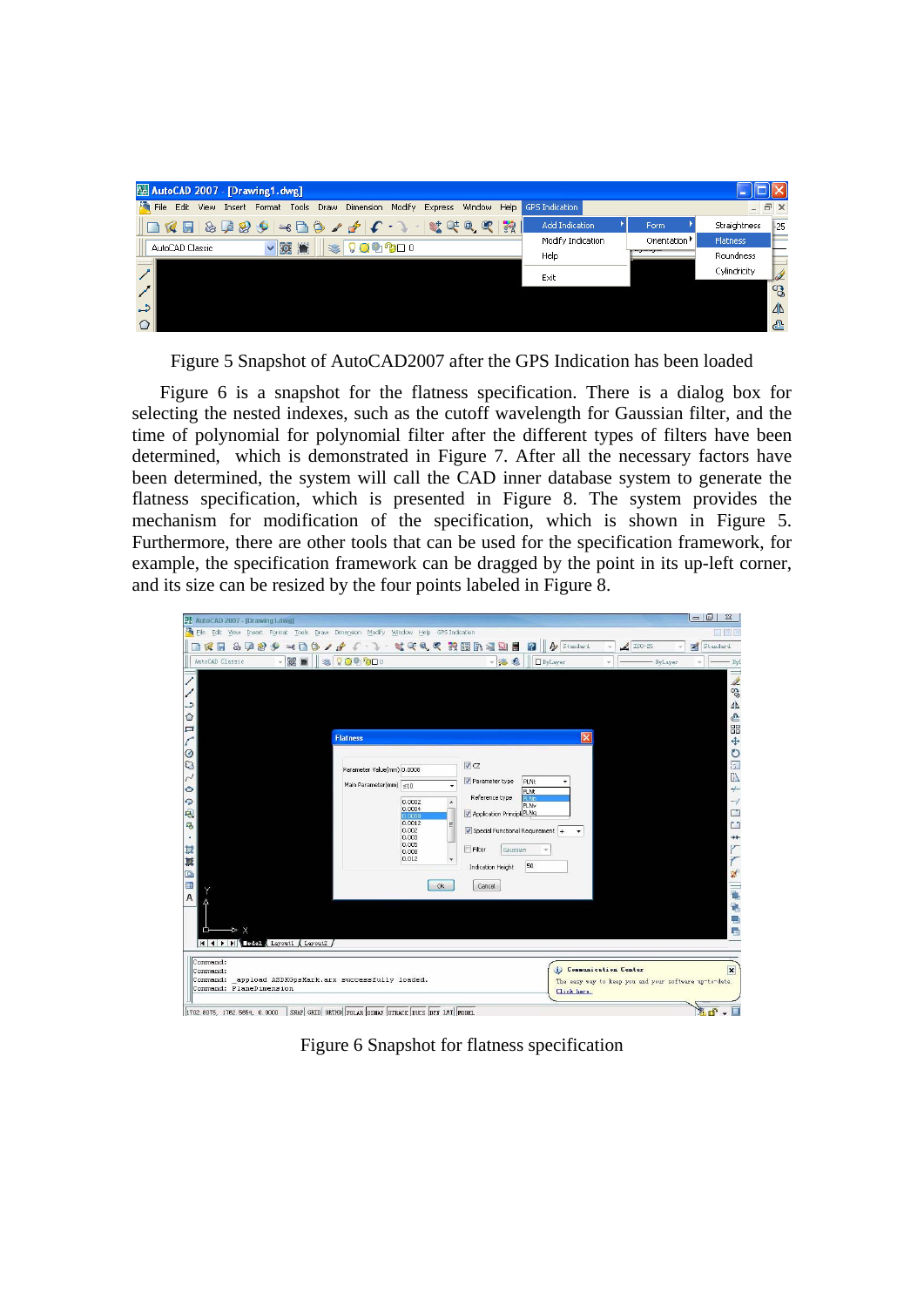Figure 5 Snapshot of AutoCAD2007 after the GPS Indication has been loaded

Figure 6 is a snapshot for the flatness specification. There is a dialog box for selecting the nested indexes, such as the cutoff wavelength for Gaussian filter, and the time of polynomial for polynomial filter after the different types of filters have been determined, which is demonstrated in Figure 7. After all the necessary factors have been determined, the system will call the CAD inner database system to generate the flatness specification, which is presented in Figure 8. The system provides the mechanism for modification of the specification, which is shown in Figure 5. Furthermore, there are other tools that can be used for the specification framework, for example, the specification framework can be dragged by the point in its up-left corner, and its size can be resized by the four points labeled in Figure 8.

Figure 6 Snapshot for flatness specification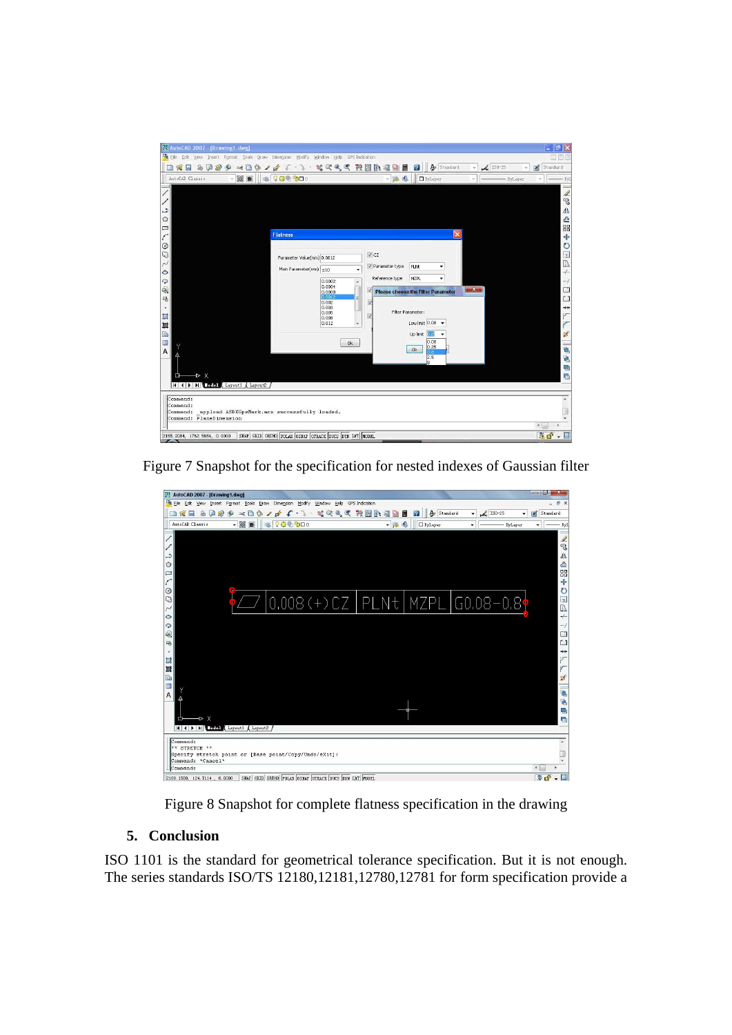Figure 7 Snapshot for the specification for nested indexes of Gaussian filter

Figure 8 Snapshot for complete flatness specification in the drawing

## 5. Conclusion

ISO 1101 is the standard for geometrical tolerance specification. But it is not enough. The series standards ISO/TS 12180,12181,12780,12781 for form specification provide a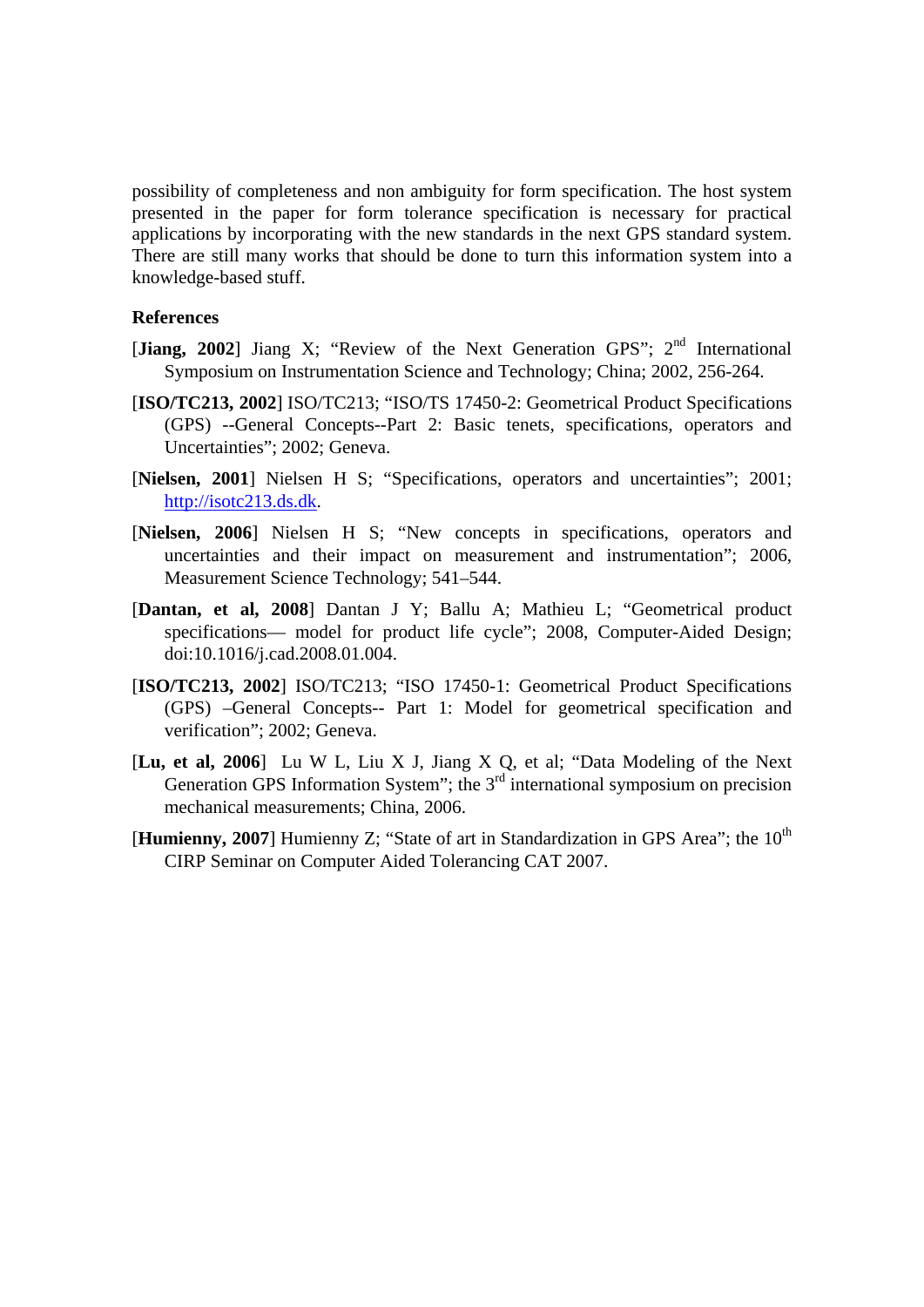possibility of completeness and non ambiguity for form specification. The host system presented in the paper for form tolerance specification is necessary for practical applications by incorporating with the new standards in the next GPS standard system. There are still many works that should be done to turn this information system into a knowledge-based stuff.

## References

[**Jiang, 2002**] Jiang X; "Review of the Next Generation GPS"; 2nd International Symposium on Instrumentation Science and Technology; China; 2002, 256-264.

[**ISO/TC213, 2002**] ISO/TC213; "ISO/TS 17450-2: Geometrical Product Specifications (GPS) --General Concepts--Part 2: Basic tenets, specifications, operators and Uncertainties"; 2002; Geneva.

[**Nielsen, 2001**] Nielsen H S; "Specifications, operators and uncertainties"; 2001; [http://isotc213.ds.dk](http://isotc213.ds.dk).

[**Nielsen, 2006**] Nielsen H S; "New concepts in specifications, operators and uncertainties and their impact on measurement and instrumentation"; 2006, Measurement Science Technology; 541–544.

[**Dantan, et al, 2008**] Dantan J Y; Ballu A; Mathieu L; "Geometrical product specifications— model for product life cycle"; 2008, Computer-Aided Design; doi:10.1016/j.cad.2008.01.004.

[**ISO/TC213, 2002**] ISO/TC213; "ISO 17450-1: Geometrical Product Specifications (GPS) –General Concepts-- Part 1: Model for geometrical specification and verification"; 2002; Geneva.

[**Lu, et al, 2006**] Lu W L, Liu X J, Jiang X Q, et al; "Data Modeling of the Next Generation GPS Information System"; the 3rd international symposium on precision mechanical measurements; China, 2006.

[**Humienny, 2007**] Humienny Z; "State of art in Standardization in GPS Area"; the 10th CIRP Seminar on Computer Aided Tolerancing CAT 2007.